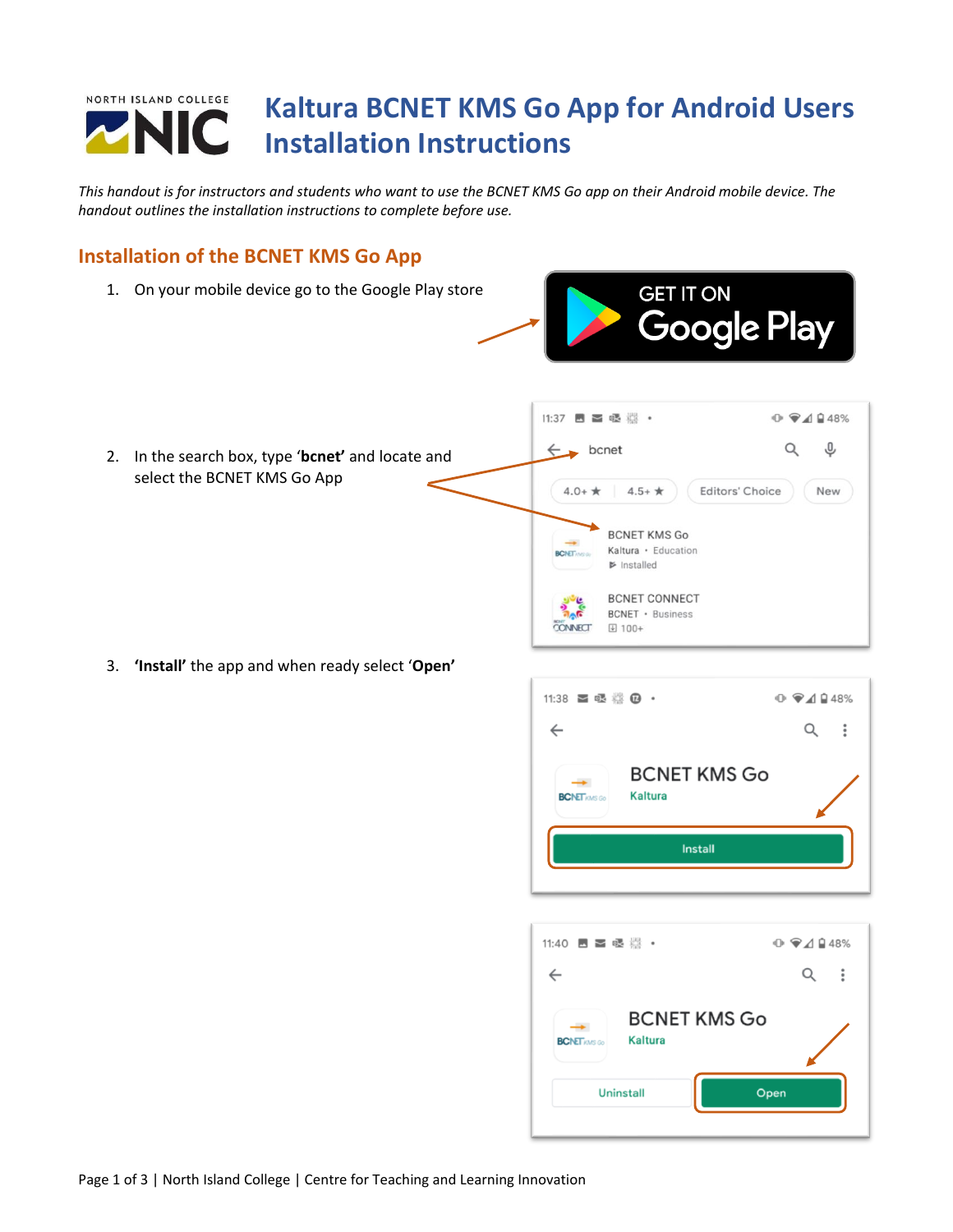# Kaltura BCNET KMS Go App for Android Users Installation Instructions

*This handout is for instructors and students who want to use the BCNET KMS Go app on their Android mobile device. The handout outlines the installation instructions to complete before use.*

## Installation of the BCNET KMS Go App

1. On your mobile device go to the Google Play store
2. In the search box, type '**bcnet**' and locate and select the BCNET KMS Go App
3. '**Install**' the app and when ready select '**Open**'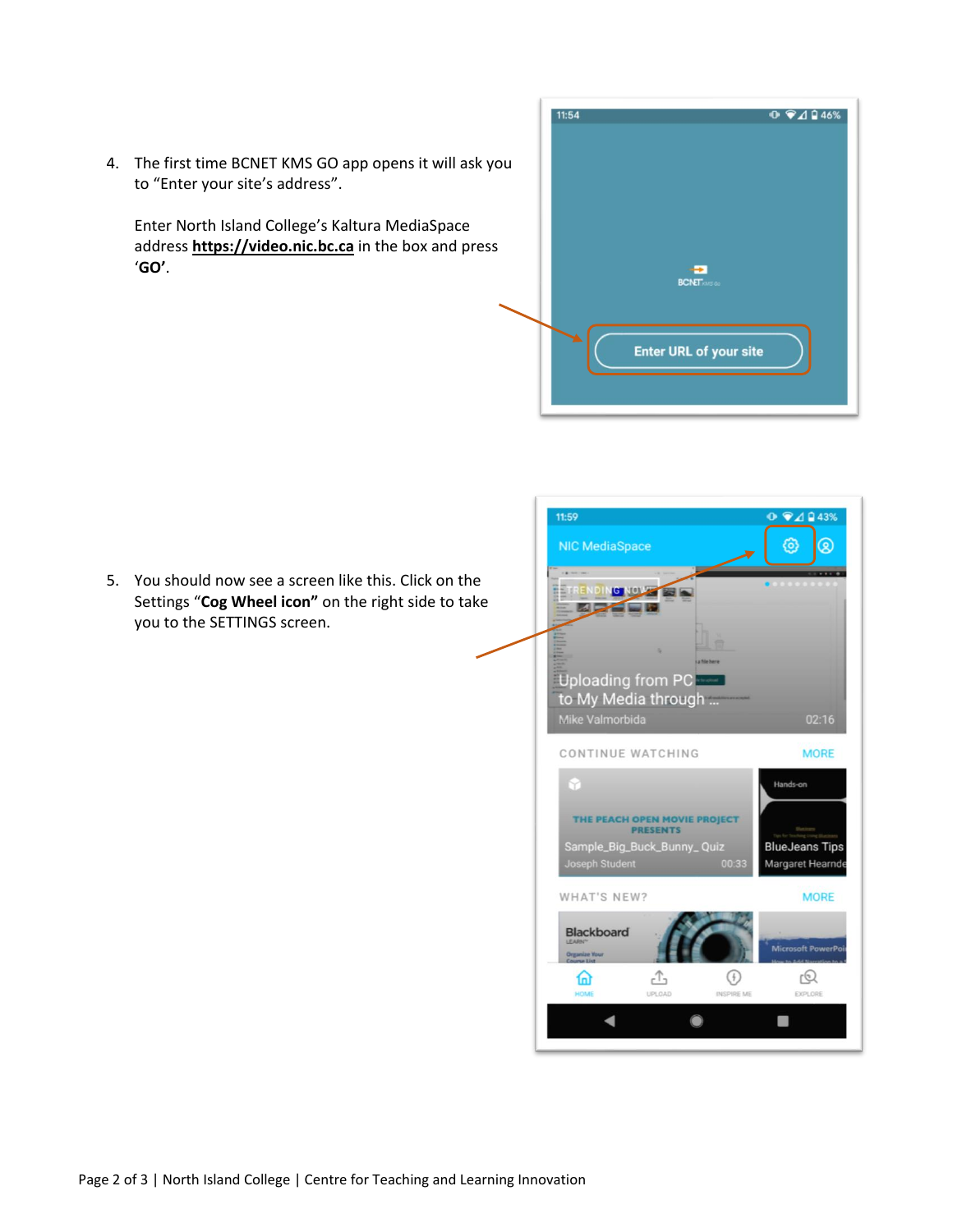4. The first time BCNET KMS GO app opens it will ask you to "Enter your site's address".

   Enter North Island College's Kaltura MediaSpace address **https://video.nic.bc.ca** in the box and press '**GO**'.

5. You should now see a screen like this. Click on the Settings "**Cog Wheel icon"** on the right side to take you to the SETTINGS screen.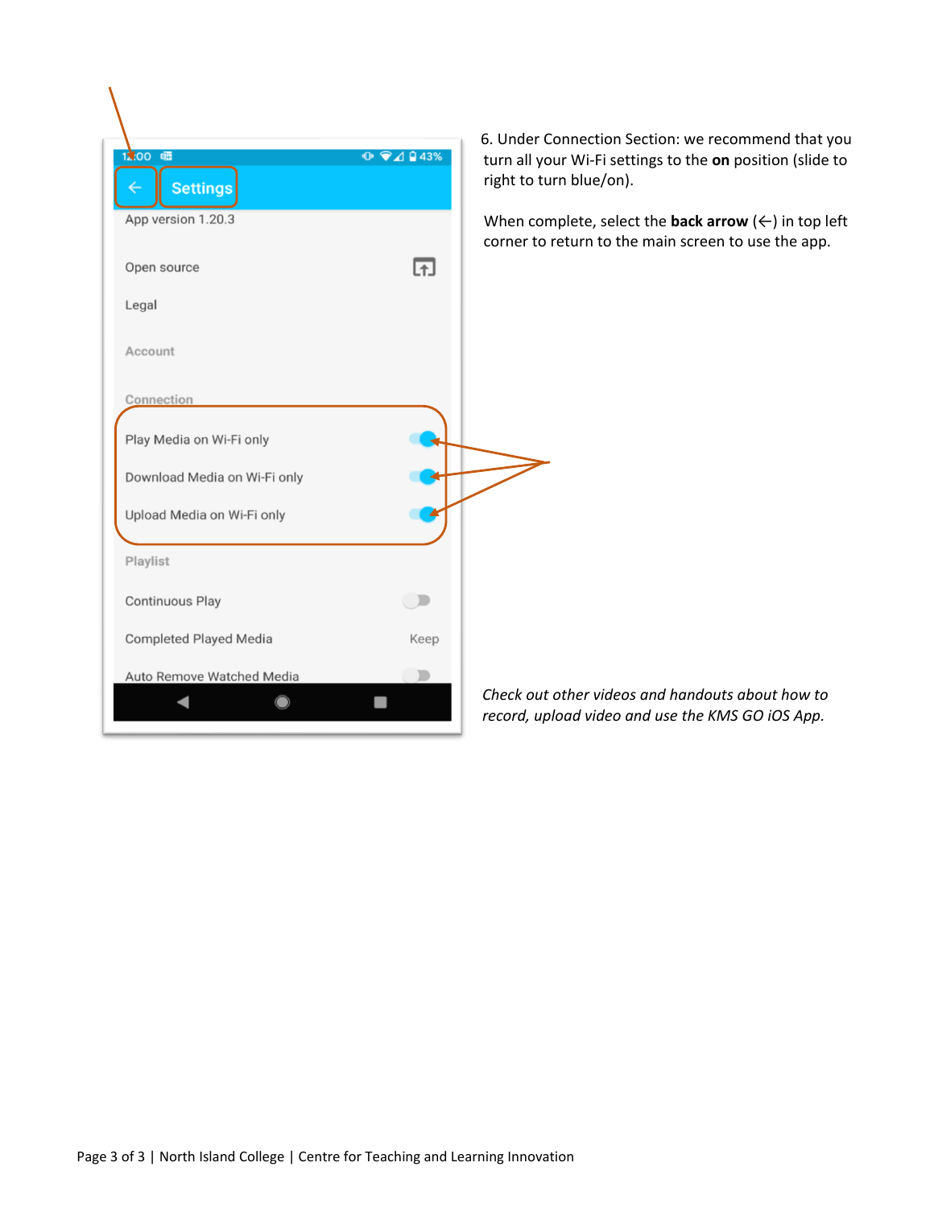6. Under Connection Section: we recommend that you turn all your Wi-Fi settings to the **on** position (slide to right to turn blue/on).

When complete, select the **back arrow** (←) in top left corner to return to the main screen to use the app.

*Check out other videos and handouts about how to record, upload video and use the KMS GO iOS App.*